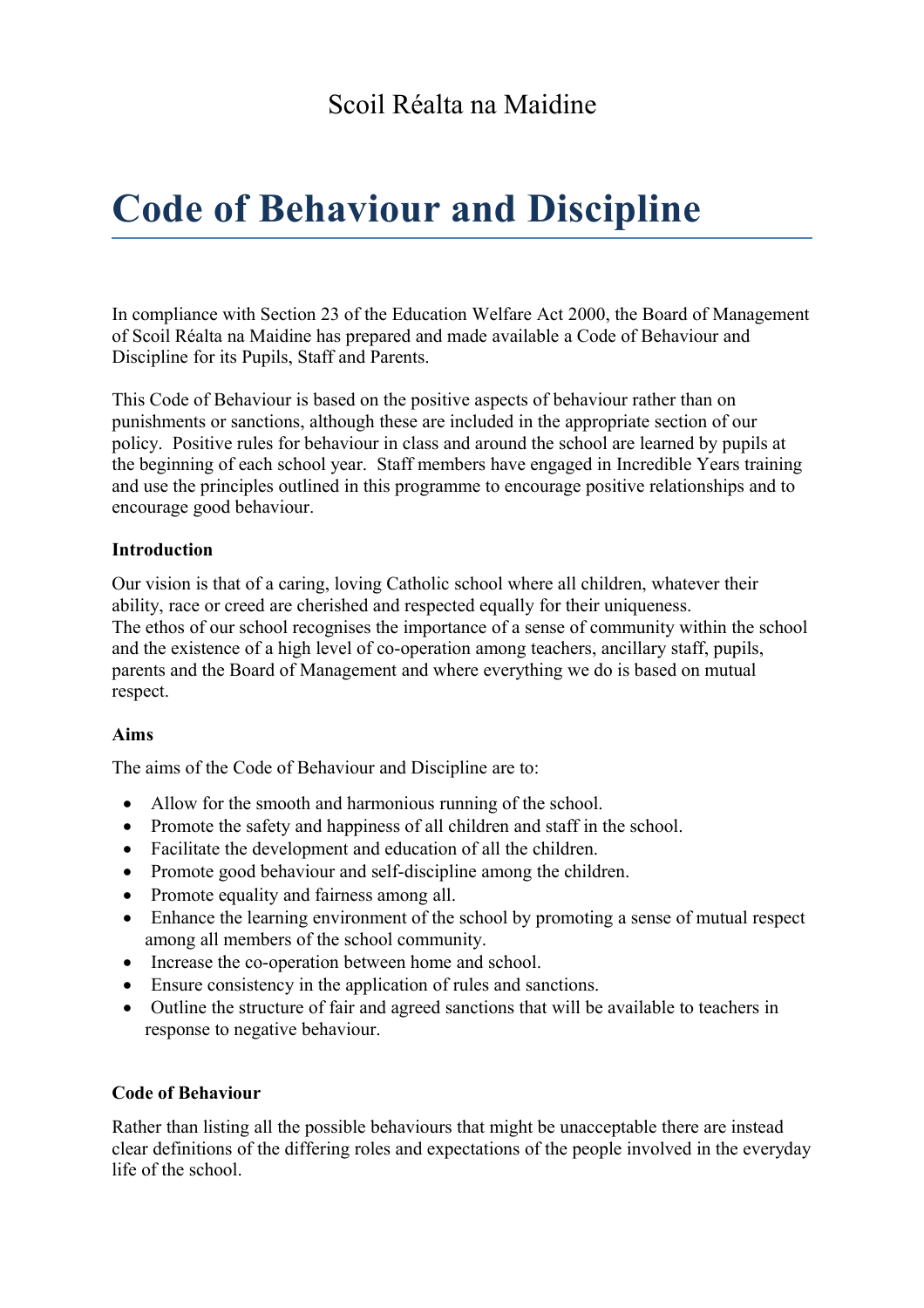Scoil Réalta na Maidine

# Code of Behaviour and Discipline

In compliance with Section 23 of the Education Welfare Act 2000, the Board of Management of Scoil Réalta na Maidine has prepared and made available a Code of Behaviour and Discipline for its Pupils, Staff and Parents.

This Code of Behaviour is based on the positive aspects of behaviour rather than on punishments or sanctions, although these are included in the appropriate section of our policy. Positive rules for behaviour in class and around the school are learned by pupils at the beginning of each school year. Staff members have engaged in Incredible Years training and use the principles outlined in this programme to encourage positive relationships and to encourage good behaviour.

**Introduction**

Our vision is that of a caring, loving Catholic school where all children, whatever their ability, race or creed are cherished and respected equally for their uniqueness.
The ethos of our school recognises the importance of a sense of community within the school and the existence of a high level of co-operation among teachers, ancillary staff, pupils, parents and the Board of Management and where everything we do is based on mutual respect.

**Aims**

The aims of the Code of Behaviour and Discipline are to:

- Allow for the smooth and harmonious running of the school.
- Promote the safety and happiness of all children and staff in the school.
- Facilitate the development and education of all the children.
- Promote good behaviour and self-discipline among the children.
- Promote equality and fairness among all.
- Enhance the learning environment of the school by promoting a sense of mutual respect among all members of the school community.
- Increase the co-operation between home and school.
- Ensure consistency in the application of rules and sanctions.
- Outline the structure of fair and agreed sanctions that will be available to teachers in response to negative behaviour.

**Code of Behaviour**

Rather than listing all the possible behaviours that might be unacceptable there are instead clear definitions of the differing roles and expectations of the people involved in the everyday life of the school.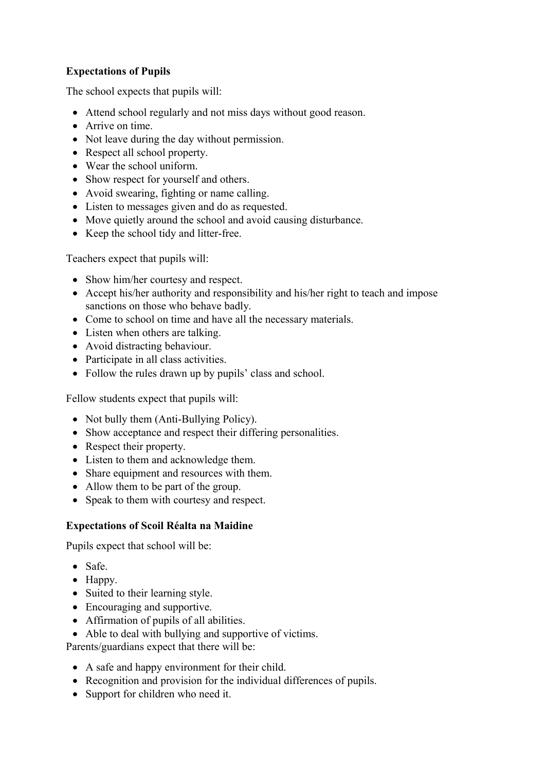**Expectations of Pupils**

The school expects that pupils will:

- Attend school regularly and not miss days without good reason.
- Arrive on time.
- Not leave during the day without permission.
- Respect all school property.
- Wear the school uniform.
- Show respect for yourself and others.
- Avoid swearing, fighting or name calling.
- Listen to messages given and do as requested.
- Move quietly around the school and avoid causing disturbance.
- Keep the school tidy and litter-free.

Teachers expect that pupils will:

- Show him/her courtesy and respect.
- Accept his/her authority and responsibility and his/her right to teach and impose sanctions on those who behave badly.
- Come to school on time and have all the necessary materials.
- Listen when others are talking.
- Avoid distracting behaviour.
- Participate in all class activities.
- Follow the rules drawn up by pupils' class and school.

Fellow students expect that pupils will:

- Not bully them (Anti-Bullying Policy).
- Show acceptance and respect their differing personalities.
- Respect their property.
- Listen to them and acknowledge them.
- Share equipment and resources with them.
- Allow them to be part of the group.
- Speak to them with courtesy and respect.

**Expectations of Scoil Réalta na Maidine**

Pupils expect that school will be:

- Safe.
- Happy.
- Suited to their learning style.
- Encouraging and supportive.
- Affirmation of pupils of all abilities.
- Able to deal with bullying and supportive of victims.

Parents/guardians expect that there will be:

- A safe and happy environment for their child.
- Recognition and provision for the individual differences of pupils.
- Support for children who need it.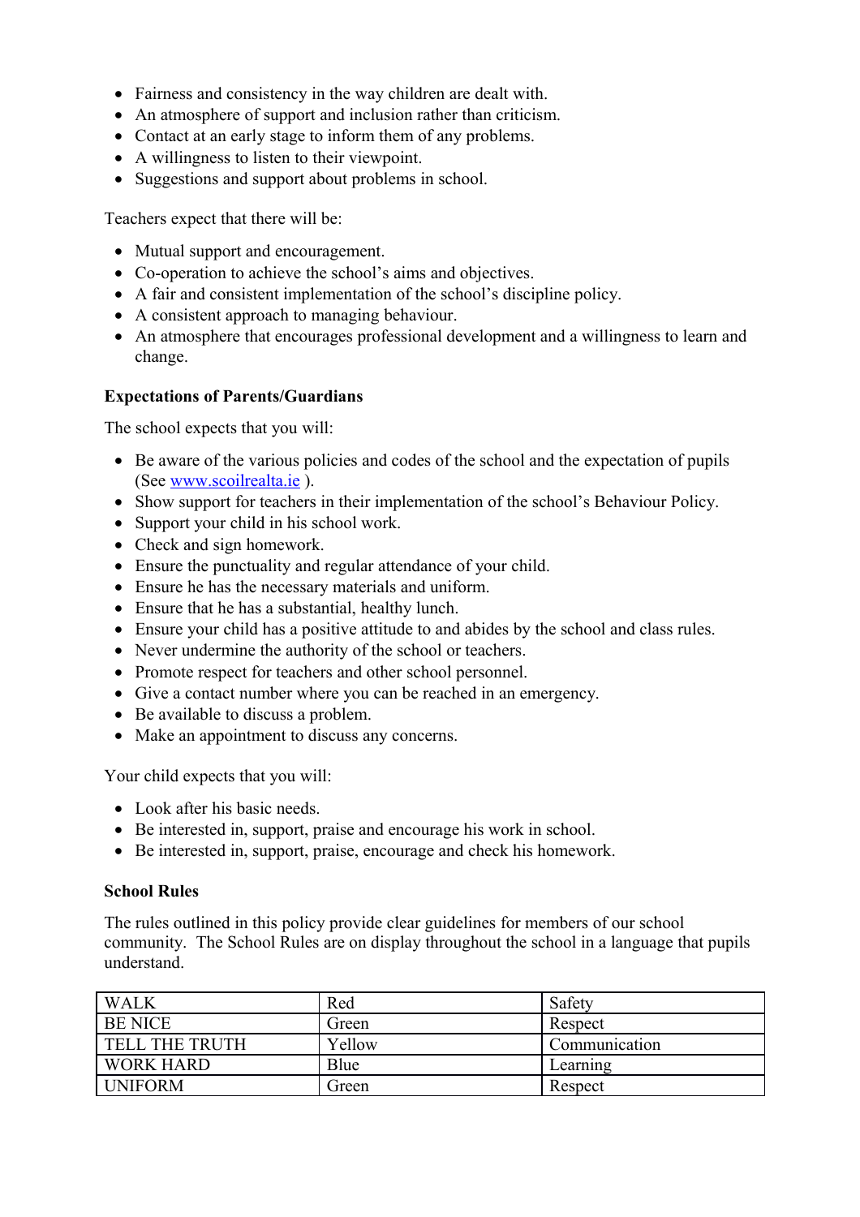- Fairness and consistency in the way children are dealt with.
- An atmosphere of support and inclusion rather than criticism.
- Contact at an early stage to inform them of any problems.
- A willingness to listen to their viewpoint.
- Suggestions and support about problems in school.

Teachers expect that there will be:

- Mutual support and encouragement.
- Co-operation to achieve the school's aims and objectives.
- A fair and consistent implementation of the school's discipline policy.
- A consistent approach to managing behaviour.
- An atmosphere that encourages professional development and a willingness to learn and change.

**Expectations of Parents/Guardians**

The school expects that you will:

- Be aware of the various policies and codes of the school and the expectation of pupils (See [www.scoilrealta.ie](http://www.scoilrealta.ie) ).
- Show support for teachers in their implementation of the school's Behaviour Policy.
- Support your child in his school work.
- Check and sign homework.
- Ensure the punctuality and regular attendance of your child.
- Ensure he has the necessary materials and uniform.
- Ensure that he has a substantial, healthy lunch.
- Ensure your child has a positive attitude to and abides by the school and class rules.
- Never undermine the authority of the school or teachers.
- Promote respect for teachers and other school personnel.
- Give a contact number where you can be reached in an emergency.
- Be available to discuss a problem.
- Make an appointment to discuss any concerns.

Your child expects that you will:

- Look after his basic needs.
- Be interested in, support, praise and encourage his work in school.
- Be interested in, support, praise, encourage and check his homework.

**School Rules**

The rules outlined in this policy provide clear guidelines for members of our school community. The School Rules are on display throughout the school in a language that pupils understand.

| WALK | Red | Safety |
|---|---|---|
| BE NICE | Green | Respect |
| TELL THE TRUTH | Yellow | Communication |
| WORK HARD | Blue | Learning |
| UNIFORM | Green | Respect |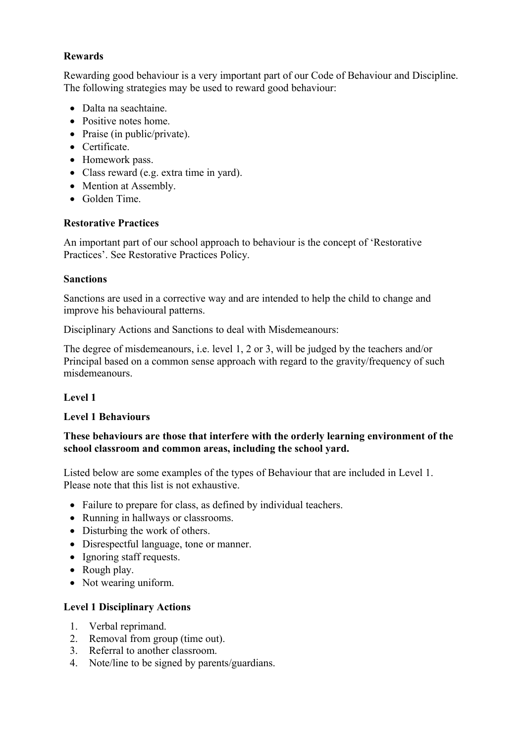**Rewards**

Rewarding good behaviour is a very important part of our Code of Behaviour and Discipline. The following strategies may be used to reward good behaviour:

- Dalta na seachtaine.
- Positive notes home.
- Praise (in public/private).
- Certificate.
- Homework pass.
- Class reward (e.g. extra time in yard).
- Mention at Assembly.
- Golden Time.

**Restorative Practices**

An important part of our school approach to behaviour is the concept of 'Restorative Practices'. See Restorative Practices Policy.

**Sanctions**

Sanctions are used in a corrective way and are intended to help the child to change and improve his behavioural patterns.

Disciplinary Actions and Sanctions to deal with Misdemeanours:

The degree of misdemeanours, i.e. level 1, 2 or 3, will be judged by the teachers and/or Principal based on a common sense approach with regard to the gravity/frequency of such misdemeanours.

**Level 1**

**Level 1 Behaviours**

**These behaviours are those that interfere with the orderly learning environment of the school classroom and common areas, including the school yard.**

Listed below are some examples of the types of Behaviour that are included in Level 1. Please note that this list is not exhaustive.

- Failure to prepare for class, as defined by individual teachers.
- Running in hallways or classrooms.
- Disturbing the work of others.
- Disrespectful language, tone or manner.
- Ignoring staff requests.
- Rough play.
- Not wearing uniform.

**Level 1 Disciplinary Actions**

1. Verbal reprimand.
2. Removal from group (time out).
3. Referral to another classroom.
4. Note/line to be signed by parents/guardians.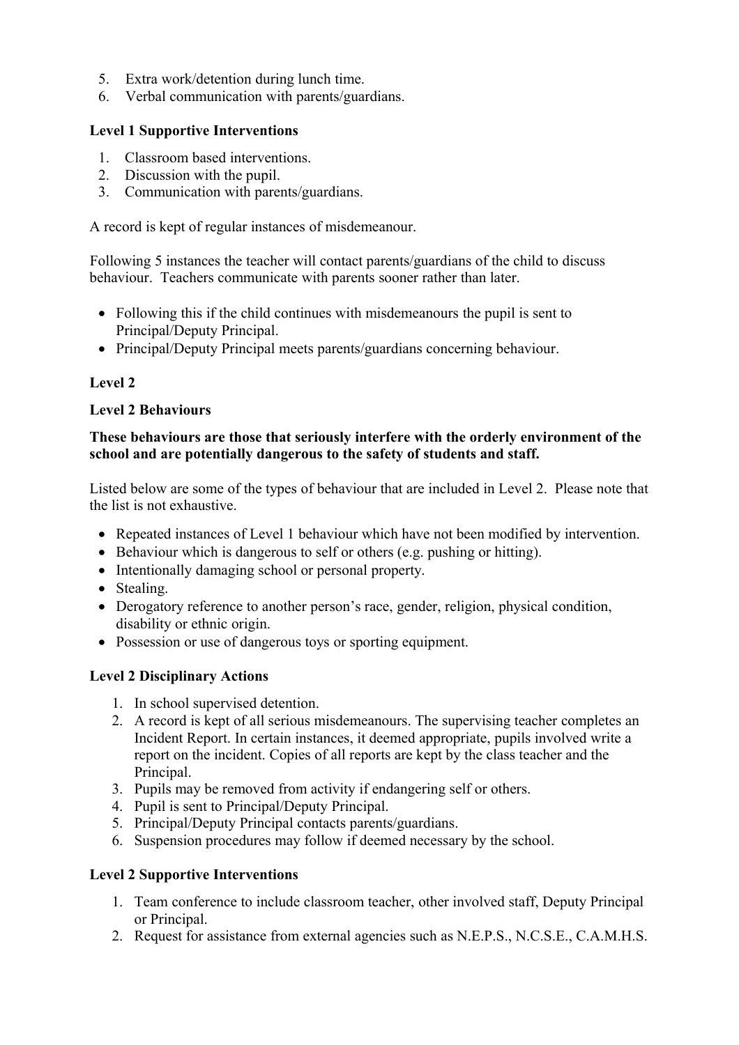5. Extra work/detention during lunch time.
6. Verbal communication with parents/guardians.

**Level 1 Supportive Interventions**

1. Classroom based interventions.
2. Discussion with the pupil.
3. Communication with parents/guardians.

A record is kept of regular instances of misdemeanour.

Following 5 instances the teacher will contact parents/guardians of the child to discuss behaviour. Teachers communicate with parents sooner rather than later.

- Following this if the child continues with misdemeanours the pupil is sent to Principal/Deputy Principal.
- Principal/Deputy Principal meets parents/guardians concerning behaviour.

**Level 2**

**Level 2 Behaviours**

**These behaviours are those that seriously interfere with the orderly environment of the school and are potentially dangerous to the safety of students and staff.**

Listed below are some of the types of behaviour that are included in Level 2. Please note that the list is not exhaustive.

- Repeated instances of Level 1 behaviour which have not been modified by intervention.
- Behaviour which is dangerous to self or others (e.g. pushing or hitting).
- Intentionally damaging school or personal property.
- Stealing.
- Derogatory reference to another person's race, gender, religion, physical condition, disability or ethnic origin.
- Possession or use of dangerous toys or sporting equipment.

**Level 2 Disciplinary Actions**

1. In school supervised detention.
2. A record is kept of all serious misdemeanours. The supervising teacher completes an Incident Report. In certain instances, it deemed appropriate, pupils involved write a report on the incident. Copies of all reports are kept by the class teacher and the Principal.
3. Pupils may be removed from activity if endangering self or others.
4. Pupil is sent to Principal/Deputy Principal.
5. Principal/Deputy Principal contacts parents/guardians.
6. Suspension procedures may follow if deemed necessary by the school.

**Level 2 Supportive Interventions**

1. Team conference to include classroom teacher, other involved staff, Deputy Principal or Principal.
2. Request for assistance from external agencies such as N.E.P.S., N.C.S.E., C.A.M.H.S.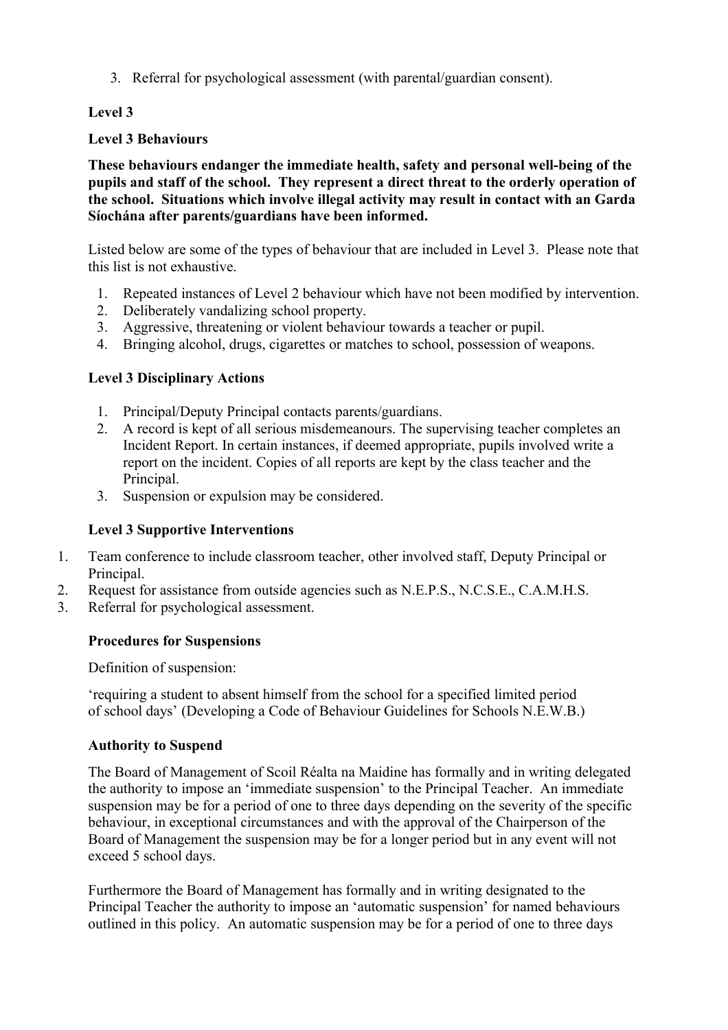3. Referral for psychological assessment (with parental/guardian consent).

**Level 3**

**Level 3 Behaviours**

**These behaviours endanger the immediate health, safety and personal well-being of the pupils and staff of the school. They represent a direct threat to the orderly operation of the school. Situations which involve illegal activity may result in contact with an Garda Síochána after parents/guardians have been informed.**

Listed below are some of the types of behaviour that are included in Level 3. Please note that this list is not exhaustive.

1. Repeated instances of Level 2 behaviour which have not been modified by intervention.
2. Deliberately vandalizing school property.
3. Aggressive, threatening or violent behaviour towards a teacher or pupil.
4. Bringing alcohol, drugs, cigarettes or matches to school, possession of weapons.

**Level 3 Disciplinary Actions**

1. Principal/Deputy Principal contacts parents/guardians.
2. A record is kept of all serious misdemeanours. The supervising teacher completes an Incident Report. In certain instances, if deemed appropriate, pupils involved write a report on the incident. Copies of all reports are kept by the class teacher and the Principal.
3. Suspension or expulsion may be considered.

**Level 3 Supportive Interventions**

1. Team conference to include classroom teacher, other involved staff, Deputy Principal or Principal.
2. Request for assistance from outside agencies such as N.E.P.S., N.C.S.E., C.A.M.H.S.
3. Referral for psychological assessment.

**Procedures for Suspensions**

Definition of suspension:

'requiring a student to absent himself from the school for a specified limited period of school days' (Developing a Code of Behaviour Guidelines for Schools N.E.W.B.)

**Authority to Suspend**

The Board of Management of Scoil Réalta na Maidine has formally and in writing delegated the authority to impose an 'immediate suspension' to the Principal Teacher. An immediate suspension may be for a period of one to three days depending on the severity of the specific behaviour, in exceptional circumstances and with the approval of the Chairperson of the Board of Management the suspension may be for a longer period but in any event will not exceed 5 school days.

Furthermore the Board of Management has formally and in writing designated to the Principal Teacher the authority to impose an 'automatic suspension' for named behaviours outlined in this policy. An automatic suspension may be for a period of one to three days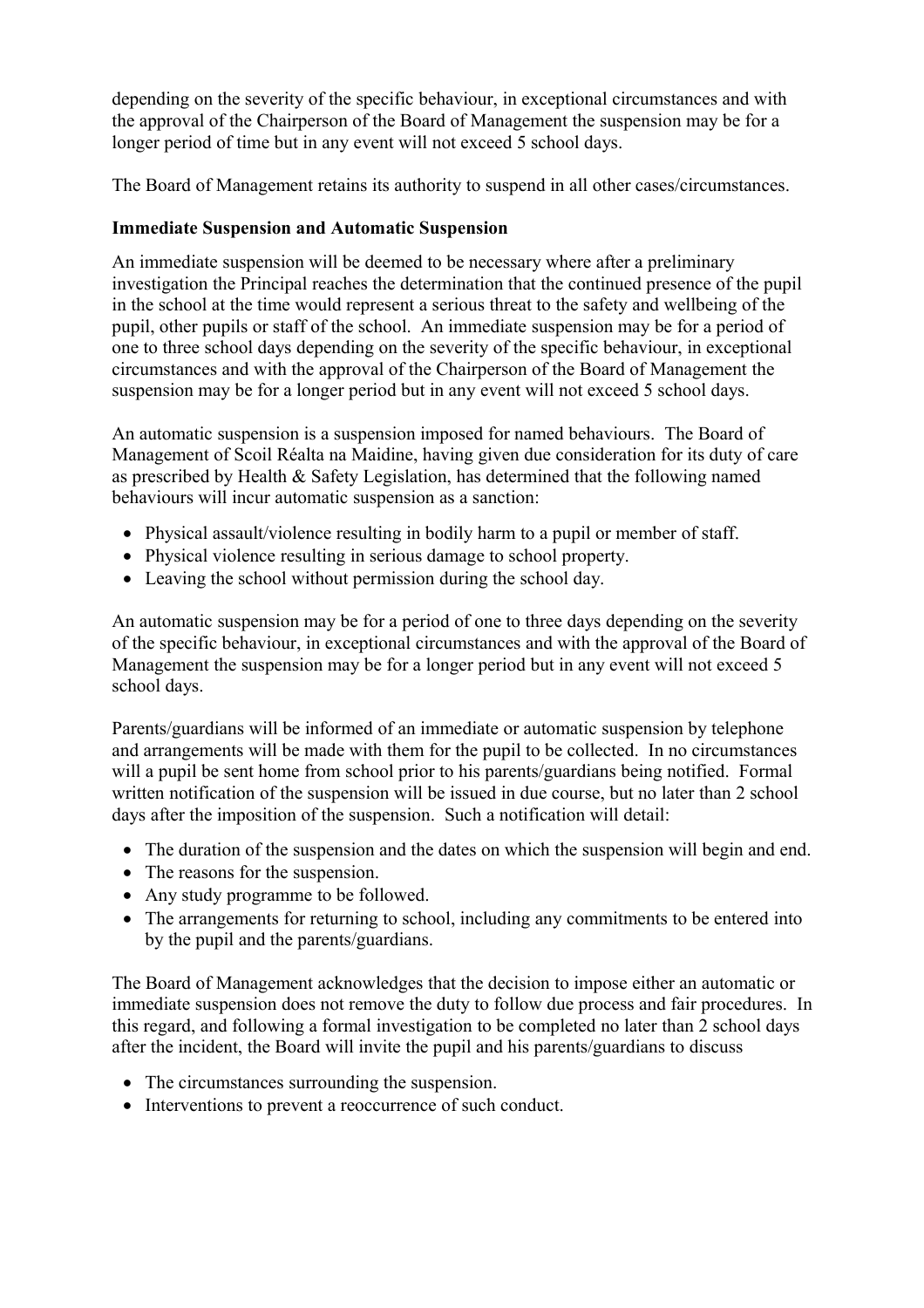depending on the severity of the specific behaviour, in exceptional circumstances and with the approval of the Chairperson of the Board of Management the suspension may be for a longer period of time but in any event will not exceed 5 school days.

The Board of Management retains its authority to suspend in all other cases/circumstances.

**Immediate Suspension and Automatic Suspension**

An immediate suspension will be deemed to be necessary where after a preliminary investigation the Principal reaches the determination that the continued presence of the pupil in the school at the time would represent a serious threat to the safety and wellbeing of the pupil, other pupils or staff of the school. An immediate suspension may be for a period of one to three school days depending on the severity of the specific behaviour, in exceptional circumstances and with the approval of the Chairperson of the Board of Management the suspension may be for a longer period but in any event will not exceed 5 school days.

An automatic suspension is a suspension imposed for named behaviours. The Board of Management of Scoil Réalta na Maidine, having given due consideration for its duty of care as prescribed by Health & Safety Legislation, has determined that the following named behaviours will incur automatic suspension as a sanction:

- Physical assault/violence resulting in bodily harm to a pupil or member of staff.
- Physical violence resulting in serious damage to school property.
- Leaving the school without permission during the school day.

An automatic suspension may be for a period of one to three days depending on the severity of the specific behaviour, in exceptional circumstances and with the approval of the Board of Management the suspension may be for a longer period but in any event will not exceed 5 school days.

Parents/guardians will be informed of an immediate or automatic suspension by telephone and arrangements will be made with them for the pupil to be collected. In no circumstances will a pupil be sent home from school prior to his parents/guardians being notified. Formal written notification of the suspension will be issued in due course, but no later than 2 school days after the imposition of the suspension. Such a notification will detail:

- The duration of the suspension and the dates on which the suspension will begin and end.
- The reasons for the suspension.
- Any study programme to be followed.
- The arrangements for returning to school, including any commitments to be entered into by the pupil and the parents/guardians.

The Board of Management acknowledges that the decision to impose either an automatic or immediate suspension does not remove the duty to follow due process and fair procedures. In this regard, and following a formal investigation to be completed no later than 2 school days after the incident, the Board will invite the pupil and his parents/guardians to discuss

- The circumstances surrounding the suspension.
- Interventions to prevent a reoccurrence of such conduct.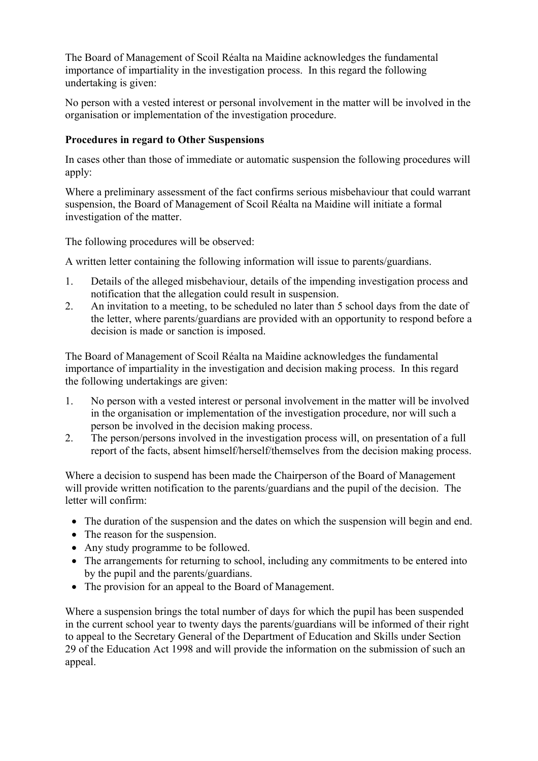The Board of Management of Scoil Réalta na Maidine acknowledges the fundamental importance of impartiality in the investigation process. In this regard the following undertaking is given:

No person with a vested interest or personal involvement in the matter will be involved in the organisation or implementation of the investigation procedure.

**Procedures in regard to Other Suspensions**

In cases other than those of immediate or automatic suspension the following procedures will apply:

Where a preliminary assessment of the fact confirms serious misbehaviour that could warrant suspension, the Board of Management of Scoil Réalta na Maidine will initiate a formal investigation of the matter.

The following procedures will be observed:

A written letter containing the following information will issue to parents/guardians.

1. Details of the alleged misbehaviour, details of the impending investigation process and notification that the allegation could result in suspension.
2. An invitation to a meeting, to be scheduled no later than 5 school days from the date of the letter, where parents/guardians are provided with an opportunity to respond before a decision is made or sanction is imposed.

The Board of Management of Scoil Réalta na Maidine acknowledges the fundamental importance of impartiality in the investigation and decision making process. In this regard the following undertakings are given:

1. No person with a vested interest or personal involvement in the matter will be involved in the organisation or implementation of the investigation procedure, nor will such a person be involved in the decision making process.
2. The person/persons involved in the investigation process will, on presentation of a full report of the facts, absent himself/herself/themselves from the decision making process.

Where a decision to suspend has been made the Chairperson of the Board of Management will provide written notification to the parents/guardians and the pupil of the decision. The letter will confirm:

- The duration of the suspension and the dates on which the suspension will begin and end.
- The reason for the suspension.
- Any study programme to be followed.
- The arrangements for returning to school, including any commitments to be entered into by the pupil and the parents/guardians.
- The provision for an appeal to the Board of Management.

Where a suspension brings the total number of days for which the pupil has been suspended in the current school year to twenty days the parents/guardians will be informed of their right to appeal to the Secretary General of the Department of Education and Skills under Section 29 of the Education Act 1998 and will provide the information on the submission of such an appeal.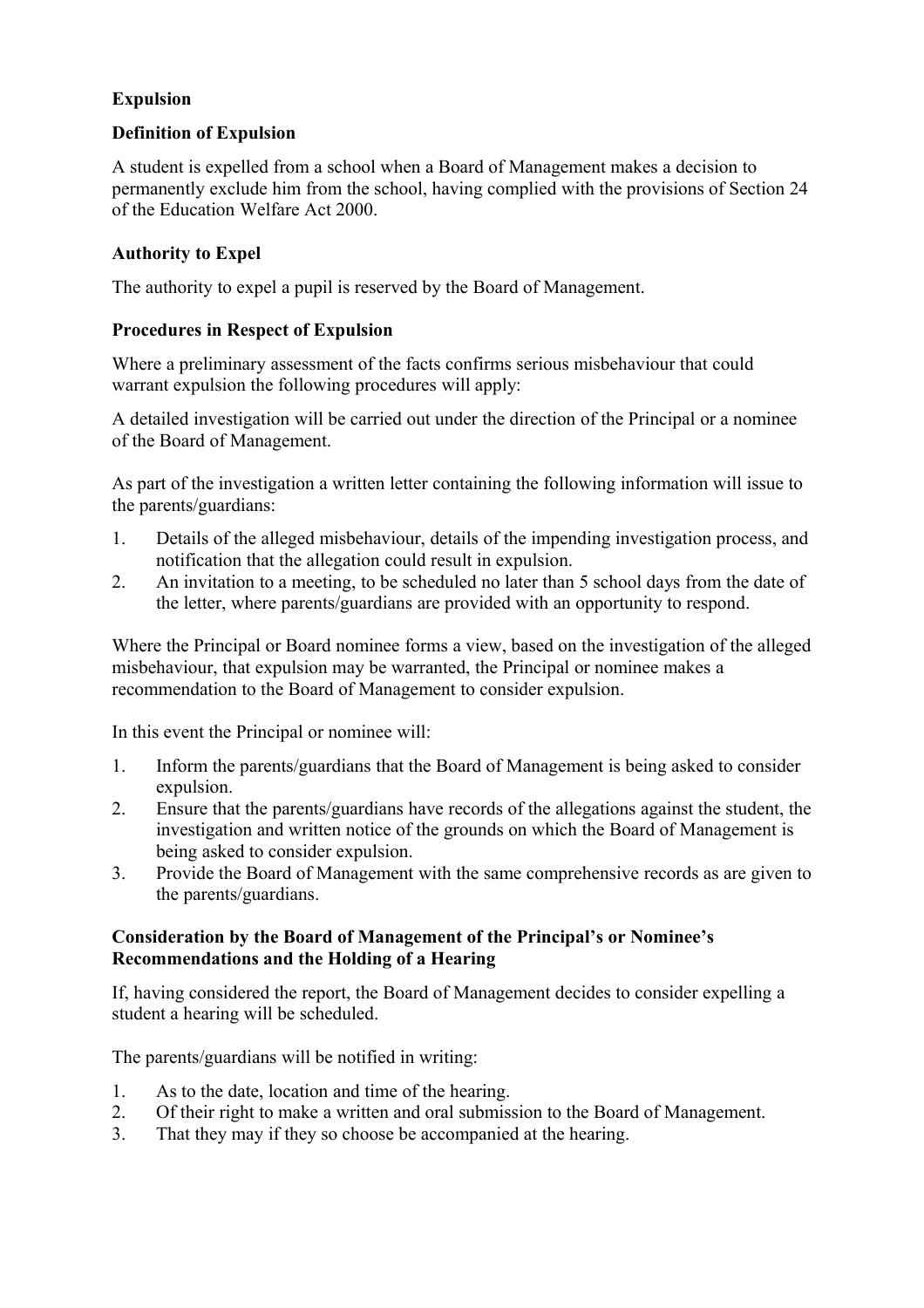## Expulsion

### Definition of Expulsion

A student is expelled from a school when a Board of Management makes a decision to permanently exclude him from the school, having complied with the provisions of Section 24 of the Education Welfare Act 2000.

### Authority to Expel

The authority to expel a pupil is reserved by the Board of Management.

### Procedures in Respect of Expulsion

Where a preliminary assessment of the facts confirms serious misbehaviour that could warrant expulsion the following procedures will apply:

A detailed investigation will be carried out under the direction of the Principal or a nominee of the Board of Management.

As part of the investigation a written letter containing the following information will issue to the parents/guardians:

1. Details of the alleged misbehaviour, details of the impending investigation process, and notification that the allegation could result in expulsion.
2. An invitation to a meeting, to be scheduled no later than 5 school days from the date of the letter, where parents/guardians are provided with an opportunity to respond.

Where the Principal or Board nominee forms a view, based on the investigation of the alleged misbehaviour, that expulsion may be warranted, the Principal or nominee makes a recommendation to the Board of Management to consider expulsion.

In this event the Principal or nominee will:

1. Inform the parents/guardians that the Board of Management is being asked to consider expulsion.
2. Ensure that the parents/guardians have records of the allegations against the student, the investigation and written notice of the grounds on which the Board of Management is being asked to consider expulsion.
3. Provide the Board of Management with the same comprehensive records as are given to the parents/guardians.

### Consideration by the Board of Management of the Principal's or Nominee's Recommendations and the Holding of a Hearing

If, having considered the report, the Board of Management decides to consider expelling a student a hearing will be scheduled.

The parents/guardians will be notified in writing:

1. As to the date, location and time of the hearing.
2. Of their right to make a written and oral submission to the Board of Management.
3. That they may if they so choose be accompanied at the hearing.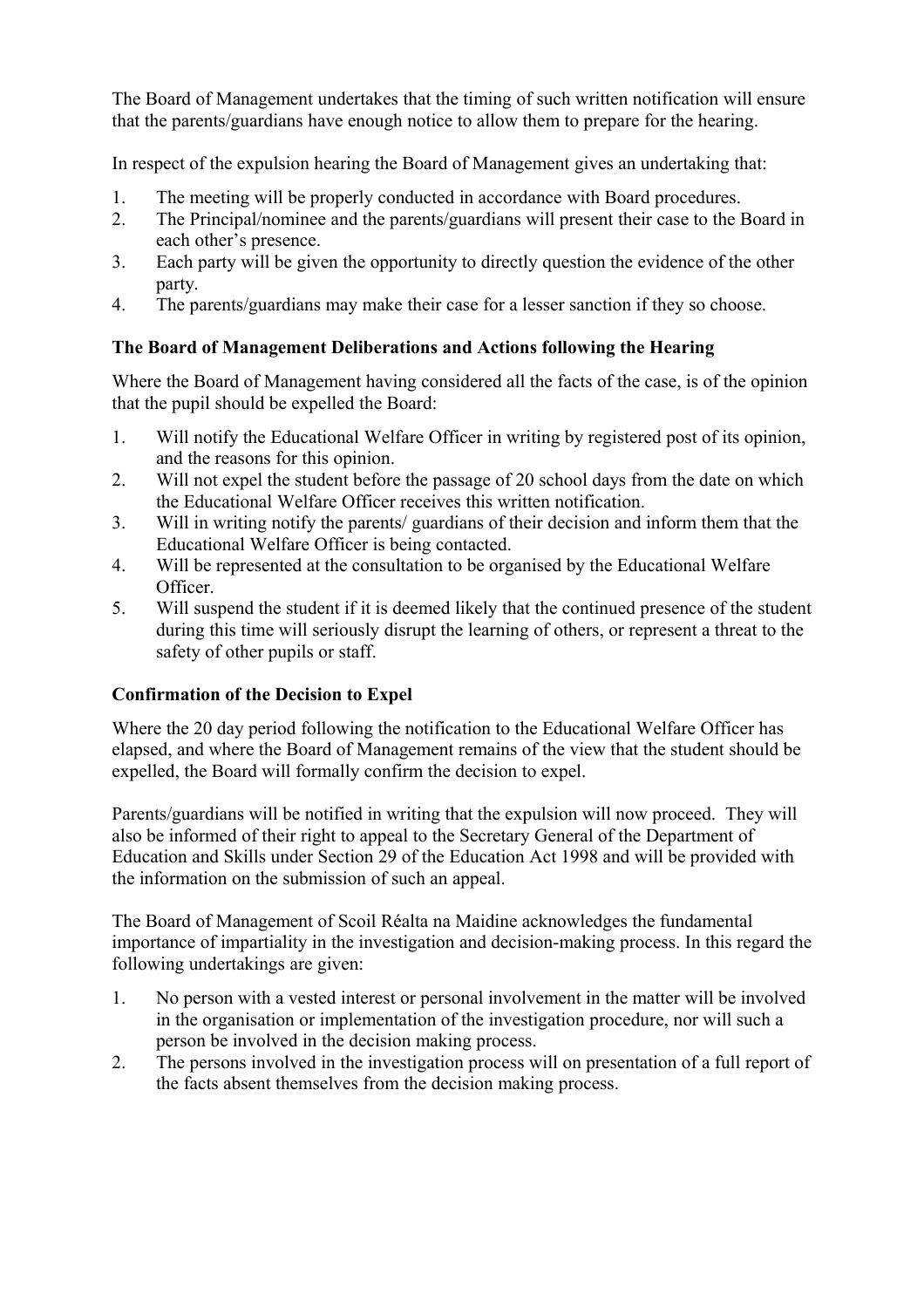The Board of Management undertakes that the timing of such written notification will ensure that the parents/guardians have enough notice to allow them to prepare for the hearing.

In respect of the expulsion hearing the Board of Management gives an undertaking that:

1. The meeting will be properly conducted in accordance with Board procedures.
2. The Principal/nominee and the parents/guardians will present their case to the Board in each other's presence.
3. Each party will be given the opportunity to directly question the evidence of the other party.
4. The parents/guardians may make their case for a lesser sanction if they so choose.

### The Board of Management Deliberations and Actions following the Hearing

Where the Board of Management having considered all the facts of the case, is of the opinion that the pupil should be expelled the Board:

1. Will notify the Educational Welfare Officer in writing by registered post of its opinion, and the reasons for this opinion.
2. Will not expel the student before the passage of 20 school days from the date on which the Educational Welfare Officer receives this written notification.
3. Will in writing notify the parents/ guardians of their decision and inform them that the Educational Welfare Officer is being contacted.
4. Will be represented at the consultation to be organised by the Educational Welfare Officer.
5. Will suspend the student if it is deemed likely that the continued presence of the student during this time will seriously disrupt the learning of others, or represent a threat to the safety of other pupils or staff.

### Confirmation of the Decision to Expel

Where the 20 day period following the notification to the Educational Welfare Officer has elapsed, and where the Board of Management remains of the view that the student should be expelled, the Board will formally confirm the decision to expel.

Parents/guardians will be notified in writing that the expulsion will now proceed. They will also be informed of their right to appeal to the Secretary General of the Department of Education and Skills under Section 29 of the Education Act 1998 and will be provided with the information on the submission of such an appeal.

The Board of Management of Scoil Réalta na Maidine acknowledges the fundamental importance of impartiality in the investigation and decision-making process. In this regard the following undertakings are given:

1. No person with a vested interest or personal involvement in the matter will be involved in the organisation or implementation of the investigation procedure, nor will such a person be involved in the decision making process.
2. The persons involved in the investigation process will on presentation of a full report of the facts absent themselves from the decision making process.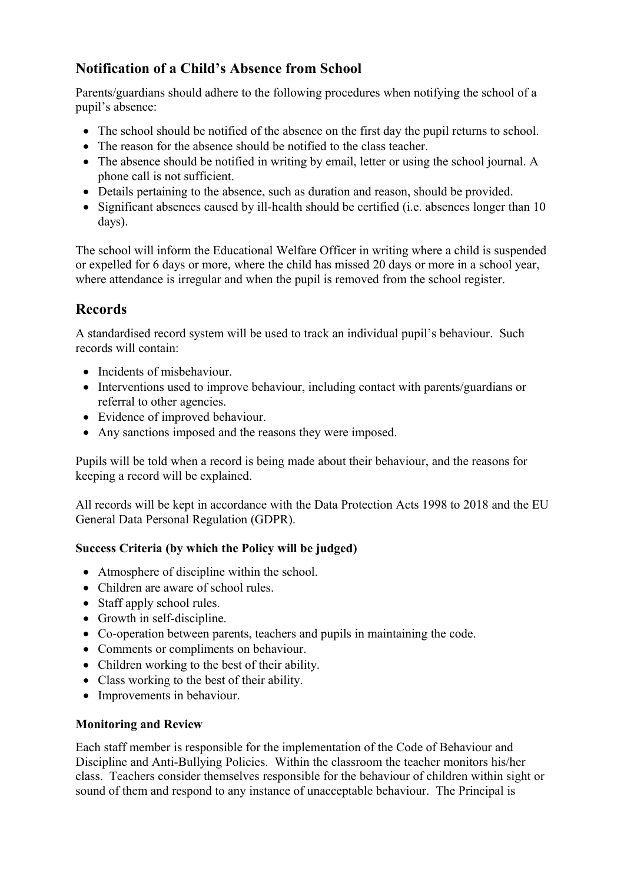## Notification of a Child's Absence from School

Parents/guardians should adhere to the following procedures when notifying the school of a pupil's absence:

- The school should be notified of the absence on the first day the pupil returns to school.
- The reason for the absence should be notified to the class teacher.
- The absence should be notified in writing by email, letter or using the school journal. A phone call is not sufficient.
- Details pertaining to the absence, such as duration and reason, should be provided.
- Significant absences caused by ill-health should be certified (i.e. absences longer than 10 days).

The school will inform the Educational Welfare Officer in writing where a child is suspended or expelled for 6 days or more, where the child has missed 20 days or more in a school year, where attendance is irregular and when the pupil is removed from the school register.

## Records

A standardised record system will be used to track an individual pupil's behaviour. Such records will contain:

- Incidents of misbehaviour.
- Interventions used to improve behaviour, including contact with parents/guardians or referral to other agencies.
- Evidence of improved behaviour.
- Any sanctions imposed and the reasons they were imposed.

Pupils will be told when a record is being made about their behaviour, and the reasons for keeping a record will be explained.

All records will be kept in accordance with the Data Protection Acts 1998 to 2018 and the EU General Data Personal Regulation (GDPR).

### Success Criteria (by which the Policy will be judged)

- Atmosphere of discipline within the school.
- Children are aware of school rules.
- Staff apply school rules.
- Growth in self-discipline.
- Co-operation between parents, teachers and pupils in maintaining the code.
- Comments or compliments on behaviour.
- Children working to the best of their ability.
- Class working to the best of their ability.
- Improvements in behaviour.

### Monitoring and Review

Each staff member is responsible for the implementation of the Code of Behaviour and Discipline and Anti-Bullying Policies. Within the classroom the teacher monitors his/her class. Teachers consider themselves responsible for the behaviour of children within sight or sound of them and respond to any instance of unacceptable behaviour. The Principal is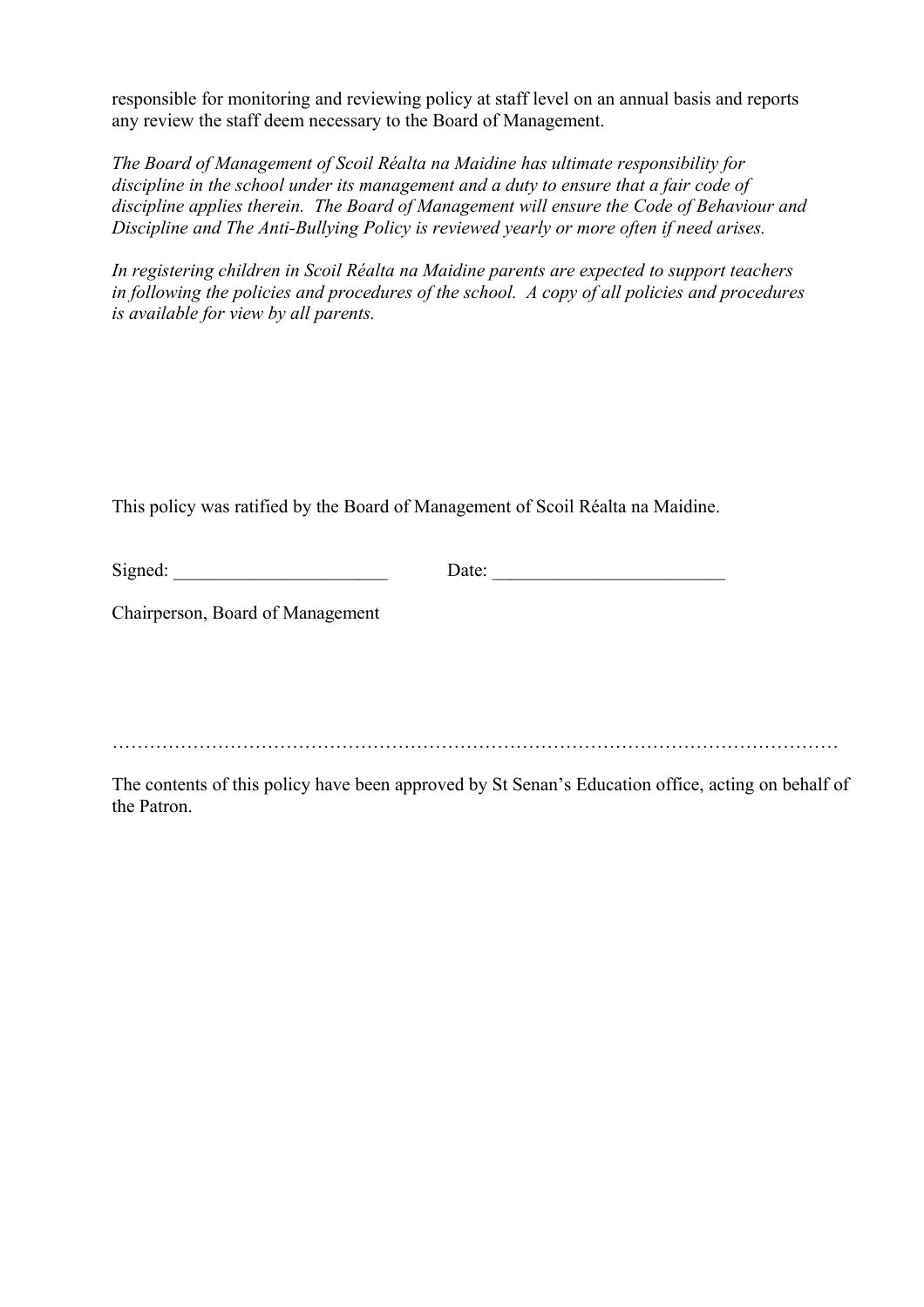responsible for monitoring and reviewing policy at staff level on an annual basis and reports any review the staff deem necessary to the Board of Management.

*The Board of Management of Scoil Réalta na Maidine has ultimate responsibility for discipline in the school under its management and a duty to ensure that a fair code of discipline applies therein. The Board of Management will ensure the Code of Behaviour and Discipline and The Anti-Bullying Policy is reviewed yearly or more often if need arises.*

*In registering children in Scoil Réalta na Maidine parents are expected to support teachers in following the policies and procedures of the school. A copy of all policies and procedures is available for view by all parents.*

This policy was ratified by the Board of Management of Scoil Réalta na Maidine.

Signed: ______________________ Date: ________________________

Chairperson, Board of Management

…………………………………………………………………………………………………

The contents of this policy have been approved by St Senan's Education office, acting on behalf of the Patron.